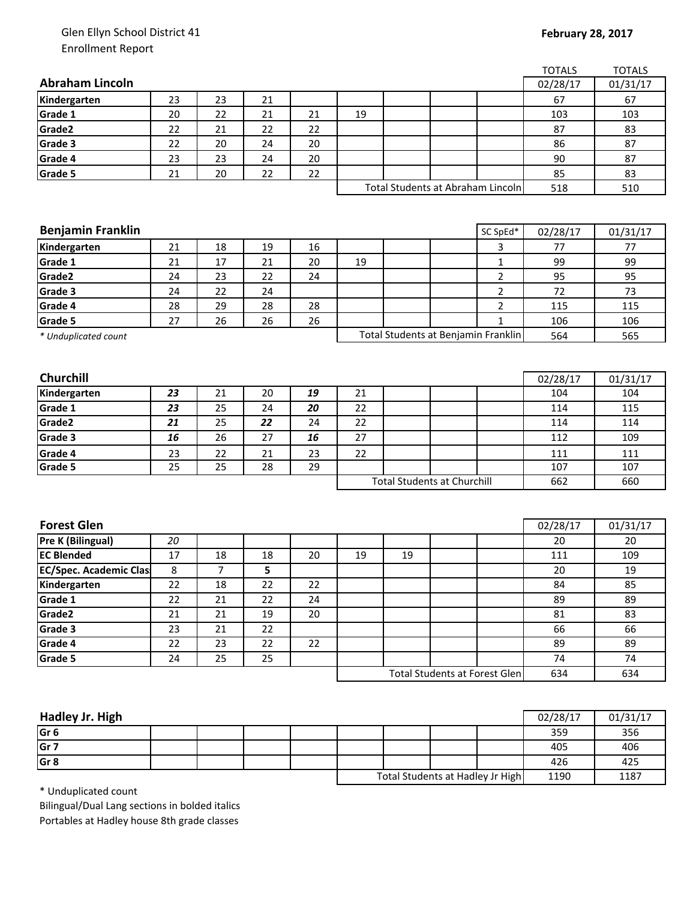Glen Ellyn School District 41
Enrollment Report

**February 28, 2017**

| **Abraham Lincoln** | | | | | | | | | TOTALS 02/28/17 | TOTALS 01/31/17 |
|---|---|---|---|---|---|---|---|---|---|---|
| **Kindergarten** | 23 | 23 | 21 | | | | | | 67 | 67 |
| **Grade 1** | 20 | 22 | 21 | 21 | 19 | | | | 103 | 103 |
| **Grade2** | 22 | 21 | 22 | 22 | | | | | 87 | 83 |
| **Grade 3** | 22 | 20 | 24 | 20 | | | | | 86 | 87 |
| **Grade 4** | 23 | 23 | 24 | 20 | | | | | 90 | 87 |
| **Grade 5** | 21 | 20 | 22 | 22 | | | | | 85 | 83 |
| | | | | | Total Students at Abraham Lincoln | | | | 518 | 510 |

| **Benjamin Franklin** | | | | | | | | SC SpEd* | 02/28/17 | 01/31/17 |
|---|---|---|---|---|---|---|---|---|---|---|
| **Kindergarten** | 21 | 18 | 19 | 16 | | | | 3 | 77 | 77 |
| **Grade 1** | 21 | 17 | 21 | 20 | 19 | | | 1 | 99 | 99 |
| **Grade2** | 24 | 23 | 22 | 24 | | | | 2 | 95 | 95 |
| **Grade 3** | 24 | 22 | 24 | | | | | 2 | 72 | 73 |
| **Grade 4** | 28 | 29 | 28 | 28 | | | | 2 | 115 | 115 |
| **Grade 5** | 27 | 26 | 26 | 26 | | | | 1 | 106 | 106 |
| *\* Unduplicated count* | | | | | Total Students at Benjamin Franklin | | | | 564 | 565 |

| **Churchill** | | | | | | | | | 02/28/17 | 01/31/17 |
|---|---|---|---|---|---|---|---|---|---|---|
| **Kindergarten** | ***23*** | 21 | 20 | ***19*** | 21 | | | | 104 | 104 |
| **Grade 1** | ***23*** | 25 | 24 | ***20*** | 22 | | | | 114 | 115 |
| **Grade2** | ***21*** | 25 | ***22*** | 24 | 22 | | | | 114 | 114 |
| **Grade 3** | ***16*** | 26 | 27 | ***16*** | 27 | | | | 112 | 109 |
| **Grade 4** | 23 | 22 | 21 | 23 | 22 | | | | 111 | 111 |
| **Grade 5** | 25 | 25 | 28 | 29 | | | | | 107 | 107 |
| | | | | | Total Students at Churchill | | | | 662 | 660 |

| **Forest Glen** | | | | | | | | | 02/28/17 | 01/31/17 |
|---|---|---|---|---|---|---|---|---|---|---|
| **Pre K (Bilingual)** | *20* | | | | | | | | 20 | 20 |
| **EC Blended** | 17 | 18 | 18 | 20 | 19 | 19 | | | 111 | 109 |
| **EC/Spec. Academic Clas** | 8 | 7 | **5** | | | | | | 20 | 19 |
| **Kindergarten** | 22 | 18 | 22 | 22 | | | | | 84 | 85 |
| **Grade 1** | 22 | 21 | 22 | 24 | | | | | 89 | 89 |
| **Grade2** | 21 | 21 | 19 | 20 | | | | | 81 | 83 |
| **Grade 3** | 23 | 21 | 22 | | | | | | 66 | 66 |
| **Grade 4** | 22 | 23 | 22 | 22 | | | | | 89 | 89 |
| **Grade 5** | 24 | 25 | 25 | | | | | | 74 | 74 |
| | | | | | Total Students at Forest Glen | | | | 634 | 634 |

| **Hadley Jr. High** | | | | | | | | | 02/28/17 | 01/31/17 |
|---|---|---|---|---|---|---|---|---|---|---|
| **Gr 6** | | | | | | | | | 359 | 356 |
| **Gr 7** | | | | | | | | | 405 | 406 |
| **Gr 8** | | | | | | | | | 426 | 425 |
| | | | | | Total Students at Hadley Jr High | | | | 1190 | 1187 |

\* Unduplicated count
Bilingual/Dual Lang sections in bolded italics
Portables at Hadley house 8th grade classes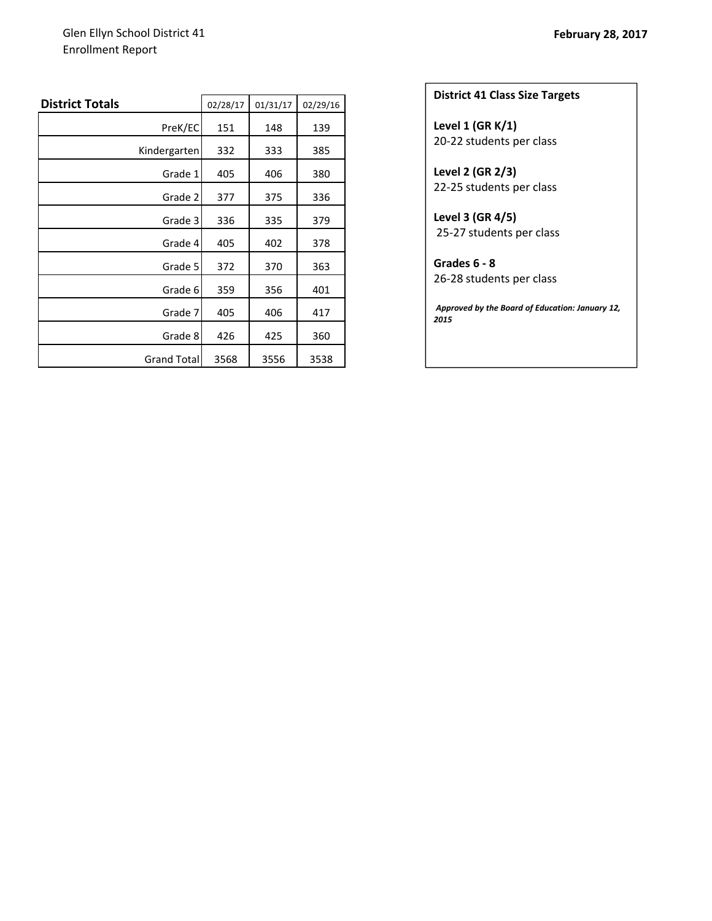Glen Ellyn School District 41
Enrollment Report

**February 28, 2017**

| District Totals | 02/28/17 | 01/31/17 | 02/29/16 |
|---|---|---|---|
| PreK/EC | 151 | 148 | 139 |
| Kindergarten | 332 | 333 | 385 |
| Grade 1 | 405 | 406 | 380 |
| Grade 2 | 377 | 375 | 336 |
| Grade 3 | 336 | 335 | 379 |
| Grade 4 | 405 | 402 | 378 |
| Grade 5 | 372 | 370 | 363 |
| Grade 6 | 359 | 356 | 401 |
| Grade 7 | 405 | 406 | 417 |
| Grade 8 | 426 | 425 | 360 |
| Grand Total | 3568 | 3556 | 3538 |

**District 41 Class Size Targets**

**Level 1 (GR K/1)**
20-22 students per class

**Level 2 (GR 2/3)**
22-25 students per class

**Level 3 (GR 4/5)**
25-27 students per class

**Grades 6 - 8**
26-28 students per class

***Approved by the Board of Education: January 12, 2015***